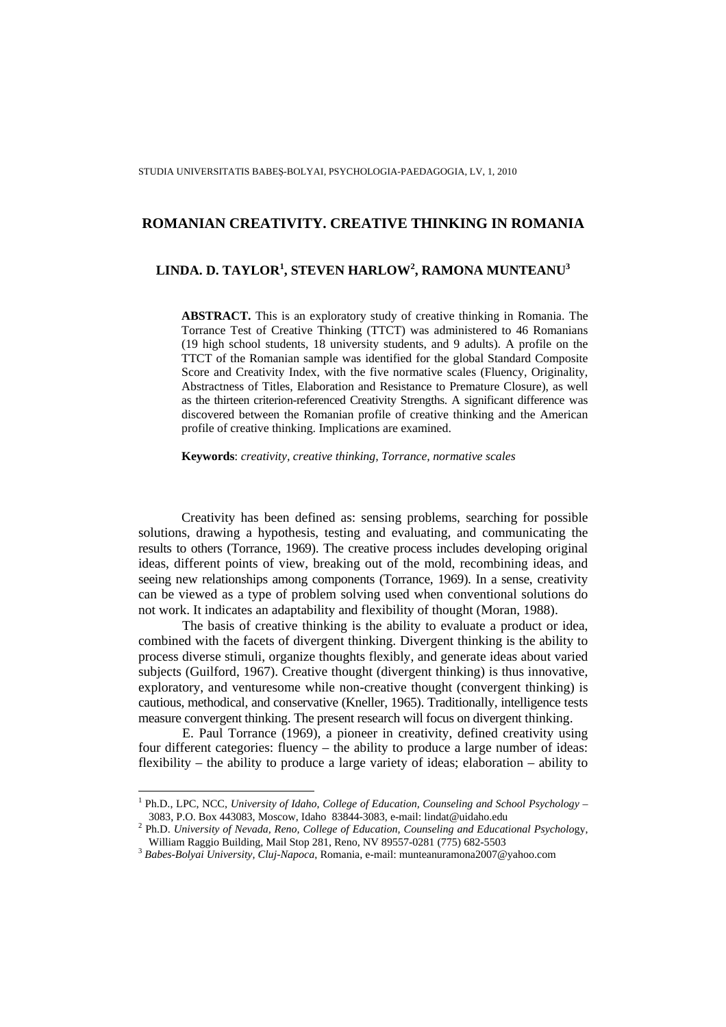# ROMANIAN CREATIVITY. CREATIVE THINKING IN ROMANIA

## LINDA. D. TAYLOR[1], STEVEN HARLOW[2], RAMONA MUNTEANU[3]

**ABSTRACT.** This is an exploratory study of creative thinking in Romania. The Torrance Test of Creative Thinking (TTCT) was administered to 46 Romanians (19 high school students, 18 university students, and 9 adults). A profile on the TTCT of the Romanian sample was identified for the global Standard Composite Score and Creativity Index, with the five normative scales (Fluency, Originality, Abstractness of Titles, Elaboration and Resistance to Premature Closure), as well as the thirteen criterion-referenced Creativity Strengths. A significant difference was discovered between the Romanian profile of creative thinking and the American profile of creative thinking. Implications are examined.

**Keywords**: *creativity, creative thinking, Torrance, normative scales*

Creativity has been defined as: sensing problems, searching for possible solutions, drawing a hypothesis, testing and evaluating, and communicating the results to others (Torrance, 1969). The creative process includes developing original ideas, different points of view, breaking out of the mold, recombining ideas, and seeing new relationships among components (Torrance, 1969). In a sense, creativity can be viewed as a type of problem solving used when conventional solutions do not work. It indicates an adaptability and flexibility of thought (Moran, 1988).

The basis of creative thinking is the ability to evaluate a product or idea, combined with the facets of divergent thinking. Divergent thinking is the ability to process diverse stimuli, organize thoughts flexibly, and generate ideas about varied subjects (Guilford, 1967). Creative thought (divergent thinking) is thus innovative, exploratory, and venturesome while non-creative thought (convergent thinking) is cautious, methodical, and conservative (Kneller, 1965). Traditionally, intelligence tests measure convergent thinking. The present research will focus on divergent thinking.

E. Paul Torrance (1969), a pioneer in creativity, defined creativity using four different categories: fluency – the ability to produce a large number of ideas: flexibility – the ability to produce a large variety of ideas; elaboration – ability to

---

[1] Ph.D., LPC, NCC, *University of Idaho, College of Education, Counseling and School Psychology* – 3083, P.O. Box 443083, Moscow, Idaho 83844-3083, e-mail: lindat@uidaho.edu

[2] Ph.D. *University of Nevada, Reno, College of Education, Counseling and Educational Psychology*, William Raggio Building, Mail Stop 281, Reno, NV 89557-0281 (775) 682-5503

[3] *Babes-Bolyai University, Cluj-Napoca*, Romania, e-mail: munteanuramona2007@yahoo.com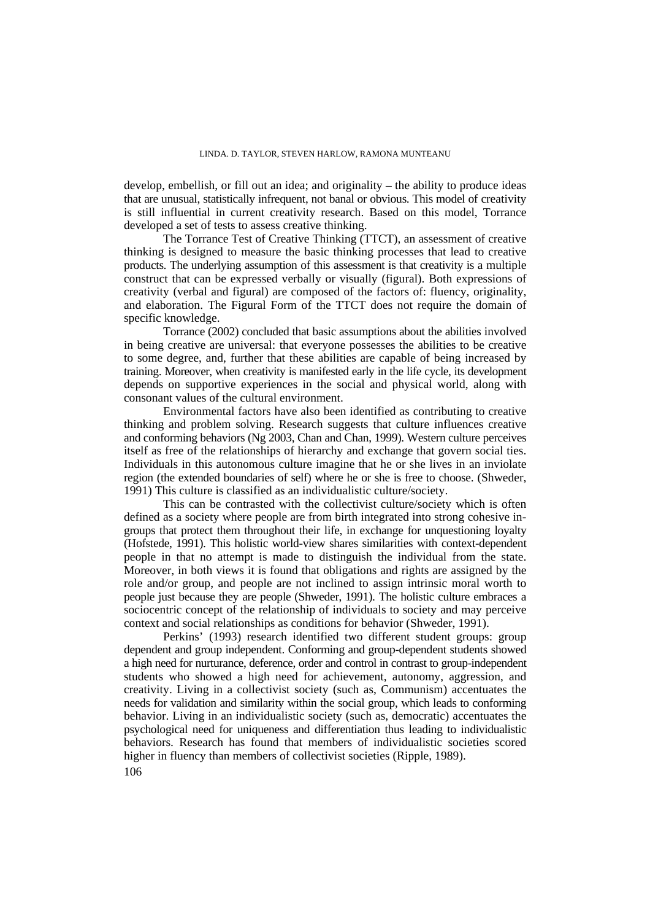develop, embellish, or fill out an idea; and originality – the ability to produce ideas that are unusual, statistically infrequent, not banal or obvious. This model of creativity is still influential in current creativity research. Based on this model, Torrance developed a set of tests to assess creative thinking.

The Torrance Test of Creative Thinking (TTCT), an assessment of creative thinking is designed to measure the basic thinking processes that lead to creative products. The underlying assumption of this assessment is that creativity is a multiple construct that can be expressed verbally or visually (figural). Both expressions of creativity (verbal and figural) are composed of the factors of: fluency, originality, and elaboration. The Figural Form of the TTCT does not require the domain of specific knowledge.

Torrance (2002) concluded that basic assumptions about the abilities involved in being creative are universal: that everyone possesses the abilities to be creative to some degree, and, further that these abilities are capable of being increased by training. Moreover, when creativity is manifested early in the life cycle, its development depends on supportive experiences in the social and physical world, along with consonant values of the cultural environment.

Environmental factors have also been identified as contributing to creative thinking and problem solving. Research suggests that culture influences creative and conforming behaviors (Ng 2003, Chan and Chan, 1999). Western culture perceives itself as free of the relationships of hierarchy and exchange that govern social ties. Individuals in this autonomous culture imagine that he or she lives in an inviolate region (the extended boundaries of self) where he or she is free to choose. (Shweder, 1991) This culture is classified as an individualistic culture/society.

This can be contrasted with the collectivist culture/society which is often defined as a society where people are from birth integrated into strong cohesive in-groups that protect them throughout their life, in exchange for unquestioning loyalty (Hofstede, 1991). This holistic world-view shares similarities with context-dependent people in that no attempt is made to distinguish the individual from the state. Moreover, in both views it is found that obligations and rights are assigned by the role and/or group, and people are not inclined to assign intrinsic moral worth to people just because they are people (Shweder, 1991). The holistic culture embraces a sociocentric concept of the relationship of individuals to society and may perceive context and social relationships as conditions for behavior (Shweder, 1991).

Perkins' (1993) research identified two different student groups: group dependent and group independent. Conforming and group-dependent students showed a high need for nurturance, deference, order and control in contrast to group-independent students who showed a high need for achievement, autonomy, aggression, and creativity. Living in a collectivist society (such as, Communism) accentuates the needs for validation and similarity within the social group, which leads to conforming behavior. Living in an individualistic society (such as, democratic) accentuates the psychological need for uniqueness and differentiation thus leading to individualistic behaviors. Research has found that members of individualistic societies scored higher in fluency than members of collectivist societies (Ripple, 1989).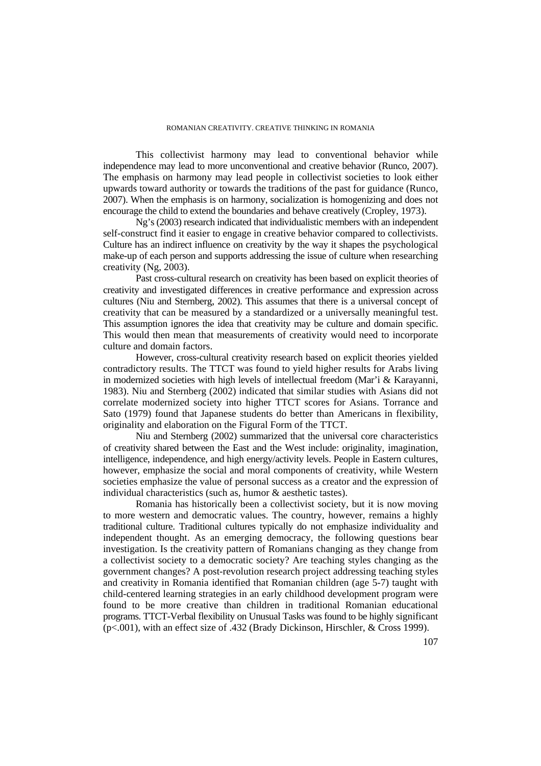This collectivist harmony may lead to conventional behavior while independence may lead to more unconventional and creative behavior (Runco, 2007). The emphasis on harmony may lead people in collectivist societies to look either upwards toward authority or towards the traditions of the past for guidance (Runco, 2007). When the emphasis is on harmony, socialization is homogenizing and does not encourage the child to extend the boundaries and behave creatively (Cropley, 1973).

Ng's (2003) research indicated that individualistic members with an independent self-construct find it easier to engage in creative behavior compared to collectivists. Culture has an indirect influence on creativity by the way it shapes the psychological make-up of each person and supports addressing the issue of culture when researching creativity (Ng, 2003).

Past cross-cultural research on creativity has been based on explicit theories of creativity and investigated differences in creative performance and expression across cultures (Niu and Sternberg, 2002). This assumes that there is a universal concept of creativity that can be measured by a standardized or a universally meaningful test. This assumption ignores the idea that creativity may be culture and domain specific. This would then mean that measurements of creativity would need to incorporate culture and domain factors.

However, cross-cultural creativity research based on explicit theories yielded contradictory results. The TTCT was found to yield higher results for Arabs living in modernized societies with high levels of intellectual freedom (Mar'i & Karayanni, 1983). Niu and Sternberg (2002) indicated that similar studies with Asians did not correlate modernized society into higher TTCT scores for Asians. Torrance and Sato (1979) found that Japanese students do better than Americans in flexibility, originality and elaboration on the Figural Form of the TTCT.

Niu and Sternberg (2002) summarized that the universal core characteristics of creativity shared between the East and the West include: originality, imagination, intelligence, independence, and high energy/activity levels. People in Eastern cultures, however, emphasize the social and moral components of creativity, while Western societies emphasize the value of personal success as a creator and the expression of individual characteristics (such as, humor & aesthetic tastes).

Romania has historically been a collectivist society, but it is now moving to more western and democratic values. The country, however, remains a highly traditional culture. Traditional cultures typically do not emphasize individuality and independent thought. As an emerging democracy, the following questions bear investigation. Is the creativity pattern of Romanians changing as they change from a collectivist society to a democratic society? Are teaching styles changing as the government changes? A post-revolution research project addressing teaching styles and creativity in Romania identified that Romanian children (age 5-7) taught with child-centered learning strategies in an early childhood development program were found to be more creative than children in traditional Romanian educational programs. TTCT-Verbal flexibility on Unusual Tasks was found to be highly significant ($p<.001$), with an effect size of .432 (Brady Dickinson, Hirschler, & Cross 1999).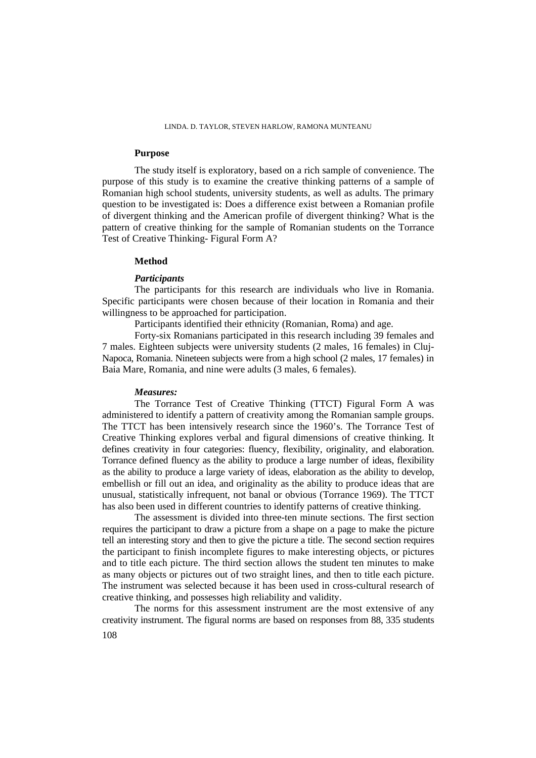## Purpose

The study itself is exploratory, based on a rich sample of convenience. The purpose of this study is to examine the creative thinking patterns of a sample of Romanian high school students, university students, as well as adults. The primary question to be investigated is: Does a difference exist between a Romanian profile of divergent thinking and the American profile of divergent thinking? What is the pattern of creative thinking for the sample of Romanian students on the Torrance Test of Creative Thinking- Figural Form A?

## Method

### *Participants*

The participants for this research are individuals who live in Romania. Specific participants were chosen because of their location in Romania and their willingness to be approached for participation.

Participants identified their ethnicity (Romanian, Roma) and age.

Forty-six Romanians participated in this research including 39 females and 7 males. Eighteen subjects were university students (2 males, 16 females) in Cluj-Napoca, Romania. Nineteen subjects were from a high school (2 males, 17 females) in Baia Mare, Romania, and nine were adults (3 males, 6 females).

### *Measures:*

The Torrance Test of Creative Thinking (TTCT) Figural Form A was administered to identify a pattern of creativity among the Romanian sample groups. The TTCT has been intensively research since the 1960's. The Torrance Test of Creative Thinking explores verbal and figural dimensions of creative thinking. It defines creativity in four categories: fluency, flexibility, originality, and elaboration. Torrance defined fluency as the ability to produce a large number of ideas, flexibility as the ability to produce a large variety of ideas, elaboration as the ability to develop, embellish or fill out an idea, and originality as the ability to produce ideas that are unusual, statistically infrequent, not banal or obvious (Torrance 1969). The TTCT has also been used in different countries to identify patterns of creative thinking.

The assessment is divided into three-ten minute sections. The first section requires the participant to draw a picture from a shape on a page to make the picture tell an interesting story and then to give the picture a title. The second section requires the participant to finish incomplete figures to make interesting objects, or pictures and to title each picture. The third section allows the student ten minutes to make as many objects or pictures out of two straight lines, and then to title each picture. The instrument was selected because it has been used in cross-cultural research of creative thinking, and possesses high reliability and validity.

The norms for this assessment instrument are the most extensive of any creativity instrument. The figural norms are based on responses from 88, 335 students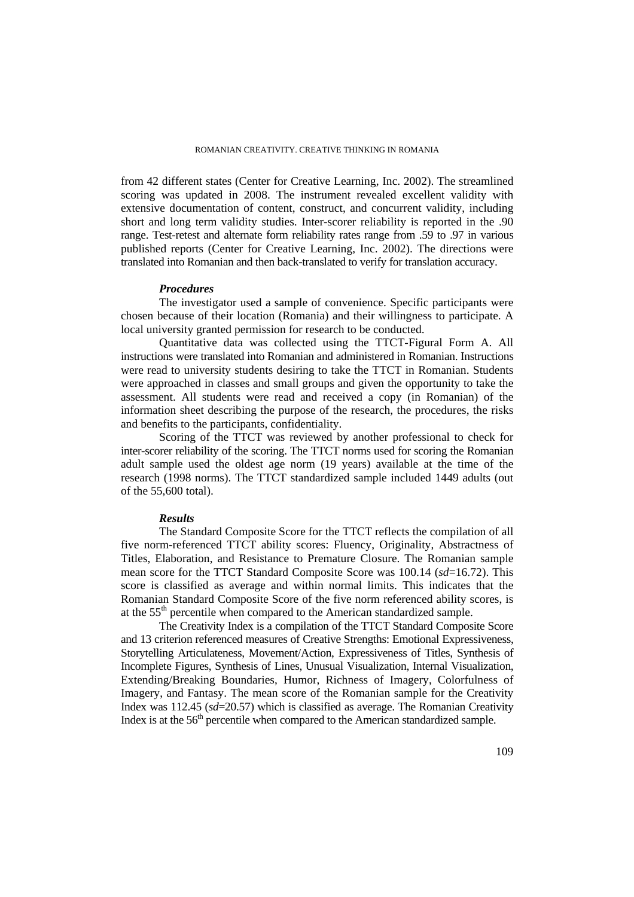from 42 different states (Center for Creative Learning, Inc. 2002). The streamlined scoring was updated in 2008. The instrument revealed excellent validity with extensive documentation of content, construct, and concurrent validity, including short and long term validity studies. Inter-scorer reliability is reported in the .90 range. Test-retest and alternate form reliability rates range from .59 to .97 in various published reports (Center for Creative Learning, Inc. 2002). The directions were translated into Romanian and then back-translated to verify for translation accuracy.

### *Procedures*

The investigator used a sample of convenience. Specific participants were chosen because of their location (Romania) and their willingness to participate. A local university granted permission for research to be conducted.

Quantitative data was collected using the TTCT-Figural Form A. All instructions were translated into Romanian and administered in Romanian. Instructions were read to university students desiring to take the TTCT in Romanian. Students were approached in classes and small groups and given the opportunity to take the assessment. All students were read and received a copy (in Romanian) of the information sheet describing the purpose of the research, the procedures, the risks and benefits to the participants, confidentiality.

Scoring of the TTCT was reviewed by another professional to check for inter-scorer reliability of the scoring. The TTCT norms used for scoring the Romanian adult sample used the oldest age norm (19 years) available at the time of the research (1998 norms). The TTCT standardized sample included 1449 adults (out of the 55,600 total).

### *Results*

The Standard Composite Score for the TTCT reflects the compilation of all five norm-referenced TTCT ability scores: Fluency, Originality, Abstractness of Titles, Elaboration, and Resistance to Premature Closure. The Romanian sample mean score for the TTCT Standard Composite Score was 100.14 (*sd*=16.72). This score is classified as average and within normal limits. This indicates that the Romanian Standard Composite Score of the five norm referenced ability scores, is at the 55th percentile when compared to the American standardized sample.

The Creativity Index is a compilation of the TTCT Standard Composite Score and 13 criterion referenced measures of Creative Strengths: Emotional Expressiveness, Storytelling Articulateness, Movement/Action, Expressiveness of Titles, Synthesis of Incomplete Figures, Synthesis of Lines, Unusual Visualization, Internal Visualization, Extending/Breaking Boundaries, Humor, Richness of Imagery, Colorfulness of Imagery, and Fantasy. The mean score of the Romanian sample for the Creativity Index was 112.45 (*sd*=20.57) which is classified as average. The Romanian Creativity Index is at the 56th percentile when compared to the American standardized sample.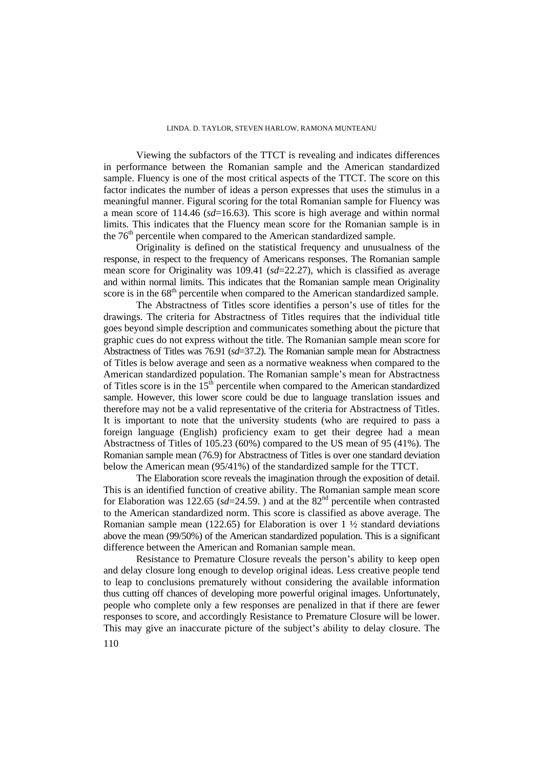Viewing the subfactors of the TTCT is revealing and indicates differences in performance between the Romanian sample and the American standardized sample. Fluency is one of the most critical aspects of the TTCT. The score on this factor indicates the number of ideas a person expresses that uses the stimulus in a meaningful manner. Figural scoring for the total Romanian sample for Fluency was a mean score of 114.46 (*sd*=16.63). This score is high average and within normal limits. This indicates that the Fluency mean score for the Romanian sample is in the 76th percentile when compared to the American standardized sample.

Originality is defined on the statistical frequency and unusualness of the response, in respect to the frequency of Americans responses. The Romanian sample mean score for Originality was 109.41 (*sd*=22.27), which is classified as average and within normal limits. This indicates that the Romanian sample mean Originality score is in the 68th percentile when compared to the American standardized sample.

The Abstractness of Titles score identifies a person's use of titles for the drawings. The criteria for Abstractness of Titles requires that the individual title goes beyond simple description and communicates something about the picture that graphic cues do not express without the title. The Romanian sample mean score for Abstractness of Titles was 76.91 (*sd*=37.2). The Romanian sample mean for Abstractness of Titles is below average and seen as a normative weakness when compared to the American standardized population. The Romanian sample's mean for Abstractness of Titles score is in the 15th percentile when compared to the American standardized sample. However, this lower score could be due to language translation issues and therefore may not be a valid representative of the criteria for Abstractness of Titles. It is important to note that the university students (who are required to pass a foreign language (English) proficiency exam to get their degree had a mean Abstractness of Titles of 105.23 (60%) compared to the US mean of 95 (41%). The Romanian sample mean (76.9) for Abstractness of Titles is over one standard deviation below the American mean (95/41%) of the standardized sample for the TTCT.

The Elaboration score reveals the imagination through the exposition of detail. This is an identified function of creative ability. The Romanian sample mean score for Elaboration was 122.65 (*sd*=24.59. ) and at the 82nd percentile when contrasted to the American standardized norm. This score is classified as above average. The Romanian sample mean (122.65) for Elaboration is over 1 ½ standard deviations above the mean (99/50%) of the American standardized population. This is a significant difference between the American and Romanian sample mean.

Resistance to Premature Closure reveals the person's ability to keep open and delay closure long enough to develop original ideas. Less creative people tend to leap to conclusions prematurely without considering the available information thus cutting off chances of developing more powerful original images. Unfortunately, people who complete only a few responses are penalized in that if there are fewer responses to score, and accordingly Resistance to Premature Closure will be lower. This may give an inaccurate picture of the subject's ability to delay closure. The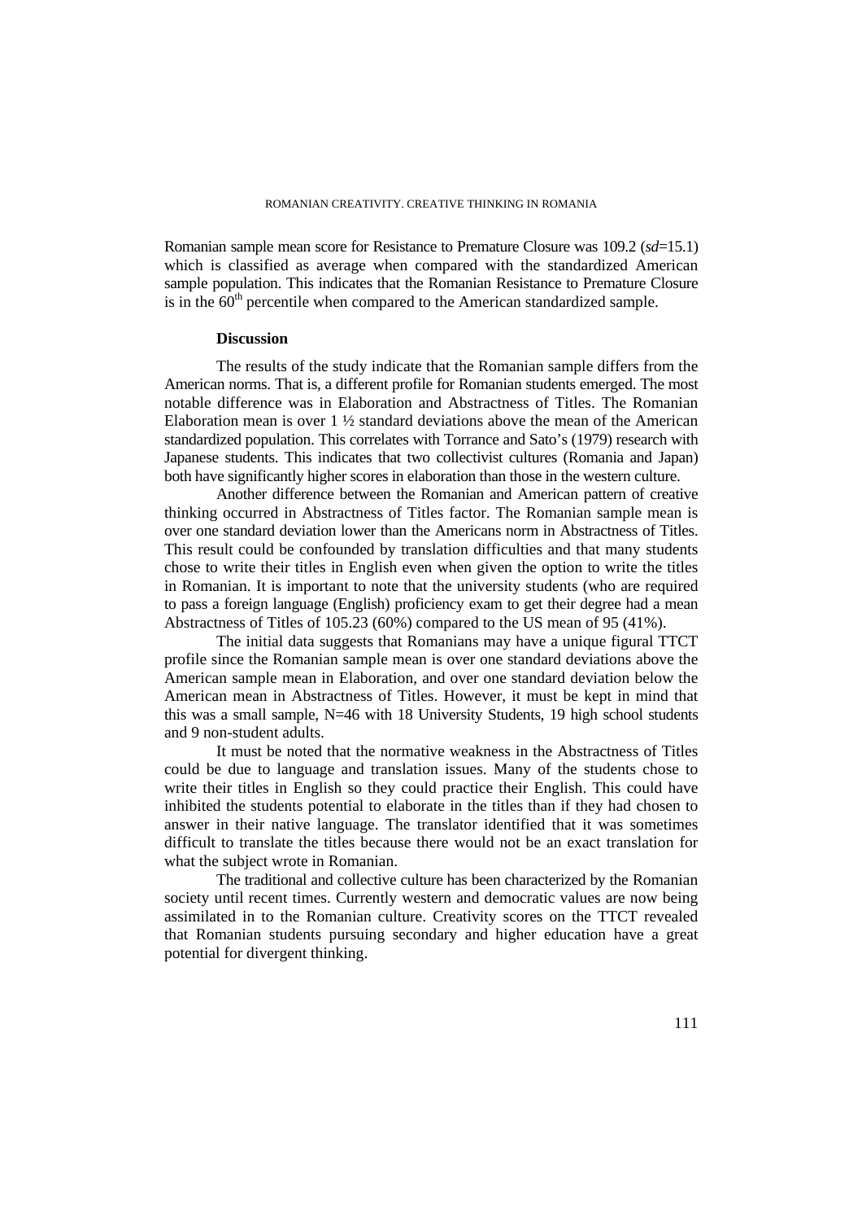Romanian sample mean score for Resistance to Premature Closure was 109.2 (*sd*=15.1) which is classified as average when compared with the standardized American sample population. This indicates that the Romanian Resistance to Premature Closure is in the 60th percentile when compared to the American standardized sample.

## Discussion

The results of the study indicate that the Romanian sample differs from the American norms. That is, a different profile for Romanian students emerged. The most notable difference was in Elaboration and Abstractness of Titles. The Romanian Elaboration mean is over 1 ½ standard deviations above the mean of the American standardized population. This correlates with Torrance and Sato's (1979) research with Japanese students. This indicates that two collectivist cultures (Romania and Japan) both have significantly higher scores in elaboration than those in the western culture.

Another difference between the Romanian and American pattern of creative thinking occurred in Abstractness of Titles factor. The Romanian sample mean is over one standard deviation lower than the Americans norm in Abstractness of Titles. This result could be confounded by translation difficulties and that many students chose to write their titles in English even when given the option to write the titles in Romanian. It is important to note that the university students (who are required to pass a foreign language (English) proficiency exam to get their degree had a mean Abstractness of Titles of 105.23 (60%) compared to the US mean of 95 (41%).

The initial data suggests that Romanians may have a unique figural TTCT profile since the Romanian sample mean is over one standard deviations above the American sample mean in Elaboration, and over one standard deviation below the American mean in Abstractness of Titles. However, it must be kept in mind that this was a small sample, N=46 with 18 University Students, 19 high school students and 9 non-student adults.

It must be noted that the normative weakness in the Abstractness of Titles could be due to language and translation issues. Many of the students chose to write their titles in English so they could practice their English. This could have inhibited the students potential to elaborate in the titles than if they had chosen to answer in their native language. The translator identified that it was sometimes difficult to translate the titles because there would not be an exact translation for what the subject wrote in Romanian.

The traditional and collective culture has been characterized by the Romanian society until recent times. Currently western and democratic values are now being assimilated in to the Romanian culture. Creativity scores on the TTCT revealed that Romanian students pursuing secondary and higher education have a great potential for divergent thinking.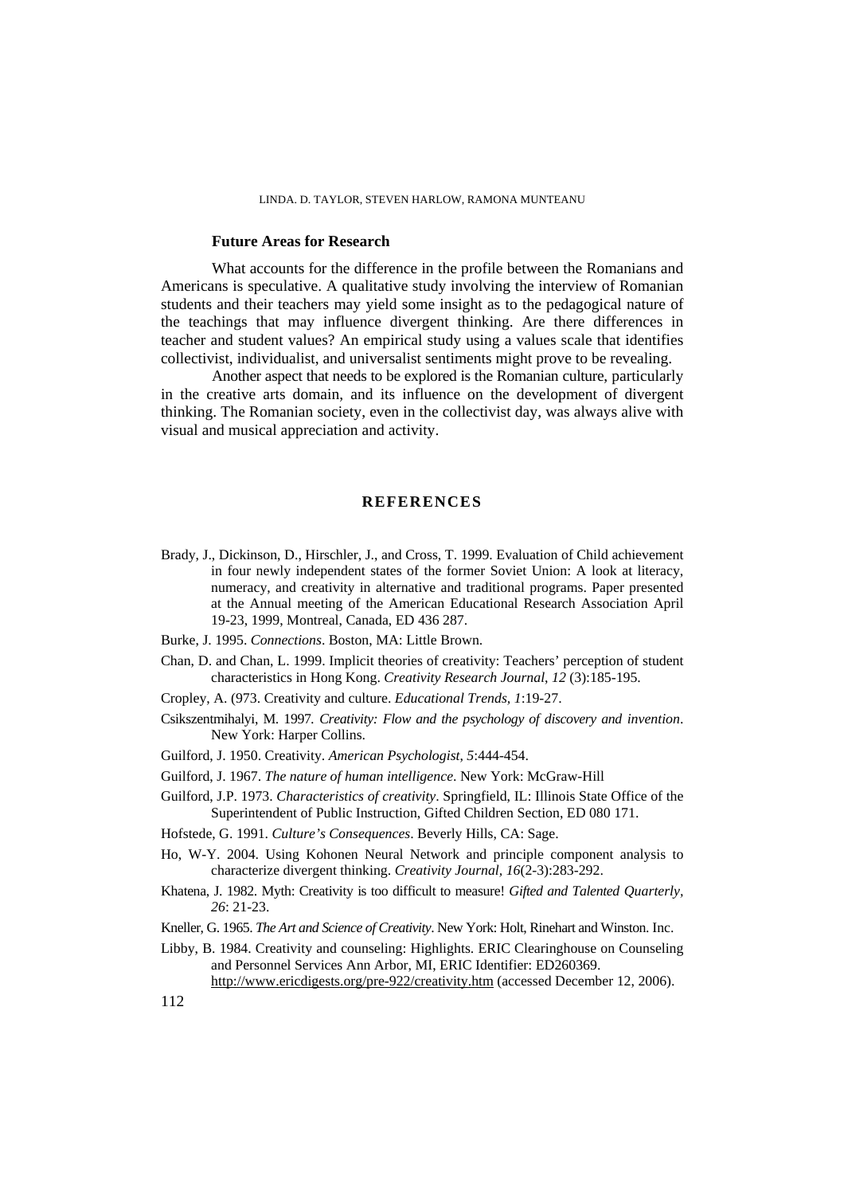### Future Areas for Research

What accounts for the difference in the profile between the Romanians and Americans is speculative. A qualitative study involving the interview of Romanian students and their teachers may yield some insight as to the pedagogical nature of the teachings that may influence divergent thinking. Are there differences in teacher and student values? An empirical study using a values scale that identifies collectivist, individualist, and universalist sentiments might prove to be revealing.

Another aspect that needs to be explored is the Romanian culture, particularly in the creative arts domain, and its influence on the development of divergent thinking. The Romanian society, even in the collectivist day, was always alive with visual and musical appreciation and activity.

## REFERENCES

Brady, J., Dickinson, D., Hirschler, J., and Cross, T. 1999. Evaluation of Child achievement in four newly independent states of the former Soviet Union: A look at literacy, numeracy, and creativity in alternative and traditional programs. Paper presented at the Annual meeting of the American Educational Research Association April 19-23, 1999, Montreal, Canada, ED 436 287.

Burke, J. 1995. *Connections*. Boston, MA: Little Brown.

Chan, D. and Chan, L. 1999. Implicit theories of creativity: Teachers' perception of student characteristics in Hong Kong. *Creativity Research Journal, 12* (3):185-195.

Cropley, A. (973. Creativity and culture. *Educational Trends, 1*:19-27.

Csikszentmihalyi, M. 1997. *Creativity: Flow and the psychology of discovery and invention*. New York: Harper Collins.

Guilford, J. 1950. Creativity. *American Psychologist, 5*:444-454.

Guilford, J. 1967. *The nature of human intelligence*. New York: McGraw-Hill

Guilford, J.P. 1973. *Characteristics of creativity*. Springfield, IL: Illinois State Office of the Superintendent of Public Instruction, Gifted Children Section, ED 080 171.

Hofstede, G. 1991. *Culture's Consequences*. Beverly Hills, CA: Sage.

Ho, W-Y. 2004. Using Kohonen Neural Network and principle component analysis to characterize divergent thinking. *Creativity Journal, 16*(2-3):283-292.

Khatena, J. 1982. Myth: Creativity is too difficult to measure! *Gifted and Talented Quarterly, 26*: 21-23.

Kneller, G. 1965. *The Art and Science of Creativity*. New York: Holt, Rinehart and Winston. Inc.

Libby, B. 1984. Creativity and counseling: Highlights. ERIC Clearinghouse on Counseling and Personnel Services Ann Arbor, MI, ERIC Identifier: ED260369. http://www.ericdigests.org/pre-922/creativity.htm (accessed December 12, 2006).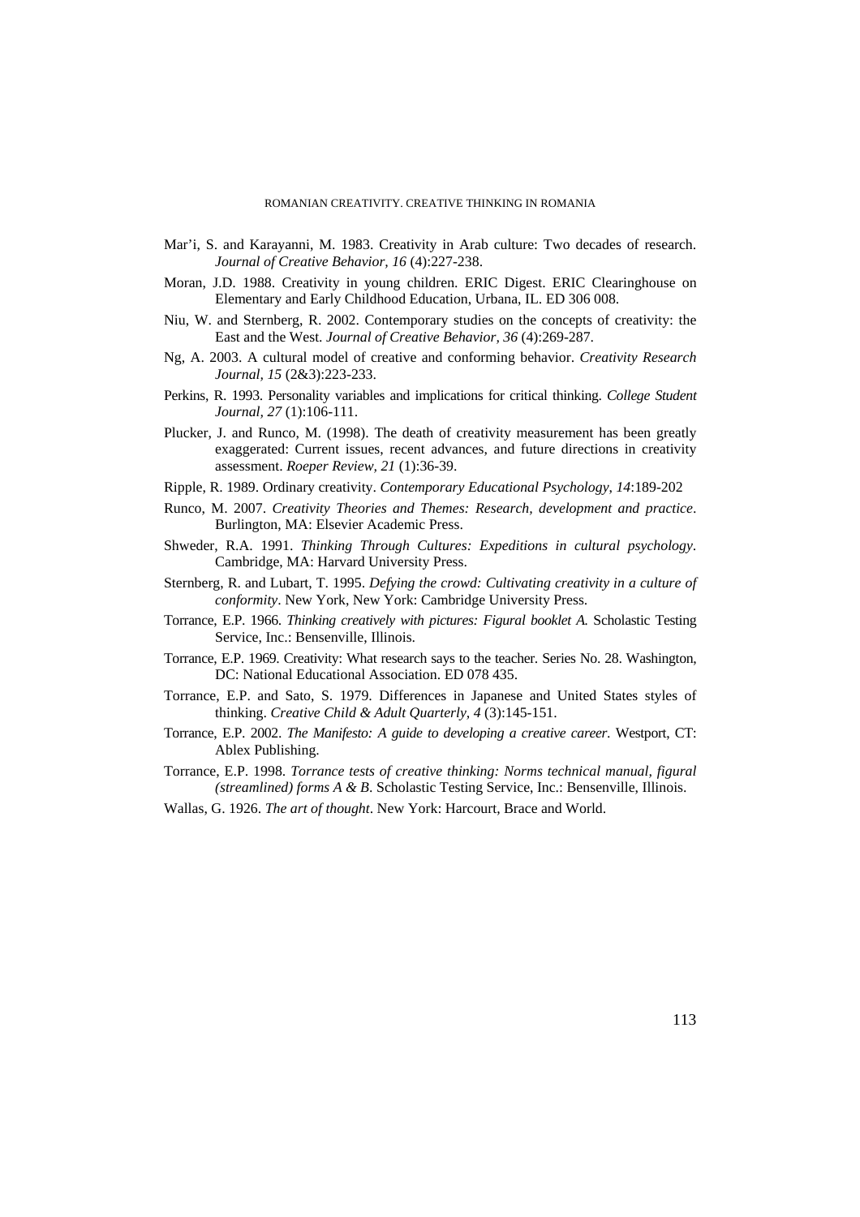Mar'i, S. and Karayanni, M. 1983. Creativity in Arab culture: Two decades of research. *Journal of Creative Behavior, 16* (4):227-238.

Moran, J.D. 1988. Creativity in young children. ERIC Digest. ERIC Clearinghouse on Elementary and Early Childhood Education, Urbana, IL. ED 306 008.

Niu, W. and Sternberg, R. 2002. Contemporary studies on the concepts of creativity: the East and the West. *Journal of Creative Behavior, 36* (4):269-287.

Ng, A. 2003. A cultural model of creative and conforming behavior. *Creativity Research Journal, 15* (2&3):223-233.

Perkins, R. 1993. Personality variables and implications for critical thinking. *College Student Journal, 27* (1):106-111.

Plucker, J. and Runco, M. (1998). The death of creativity measurement has been greatly exaggerated: Current issues, recent advances, and future directions in creativity assessment. *Roeper Review, 21* (1):36-39.

Ripple, R. 1989. Ordinary creativity. *Contemporary Educational Psychology, 14*:189-202

Runco, M. 2007. *Creativity Theories and Themes: Research, development and practice*. Burlington, MA: Elsevier Academic Press.

Shweder, R.A. 1991. *Thinking Through Cultures: Expeditions in cultural psychology*. Cambridge, MA: Harvard University Press.

Sternberg, R. and Lubart, T. 1995. *Defying the crowd: Cultivating creativity in a culture of conformity*. New York, New York: Cambridge University Press.

Torrance, E.P. 1966. *Thinking creatively with pictures: Figural booklet A.* Scholastic Testing Service, Inc.: Bensenville, Illinois.

Torrance, E.P. 1969. Creativity: What research says to the teacher. Series No. 28. Washington, DC: National Educational Association. ED 078 435.

Torrance, E.P. and Sato, S. 1979. Differences in Japanese and United States styles of thinking. *Creative Child & Adult Quarterly, 4* (3):145-151.

Torrance, E.P. 2002. *The Manifesto: A guide to developing a creative career.* Westport, CT: Ablex Publishing.

Torrance, E.P. 1998. *Torrance tests of creative thinking: Norms technical manual, figural (streamlined) forms A & B*. Scholastic Testing Service, Inc.: Bensenville, Illinois.

Wallas, G. 1926. *The art of thought*. New York: Harcourt, Brace and World.